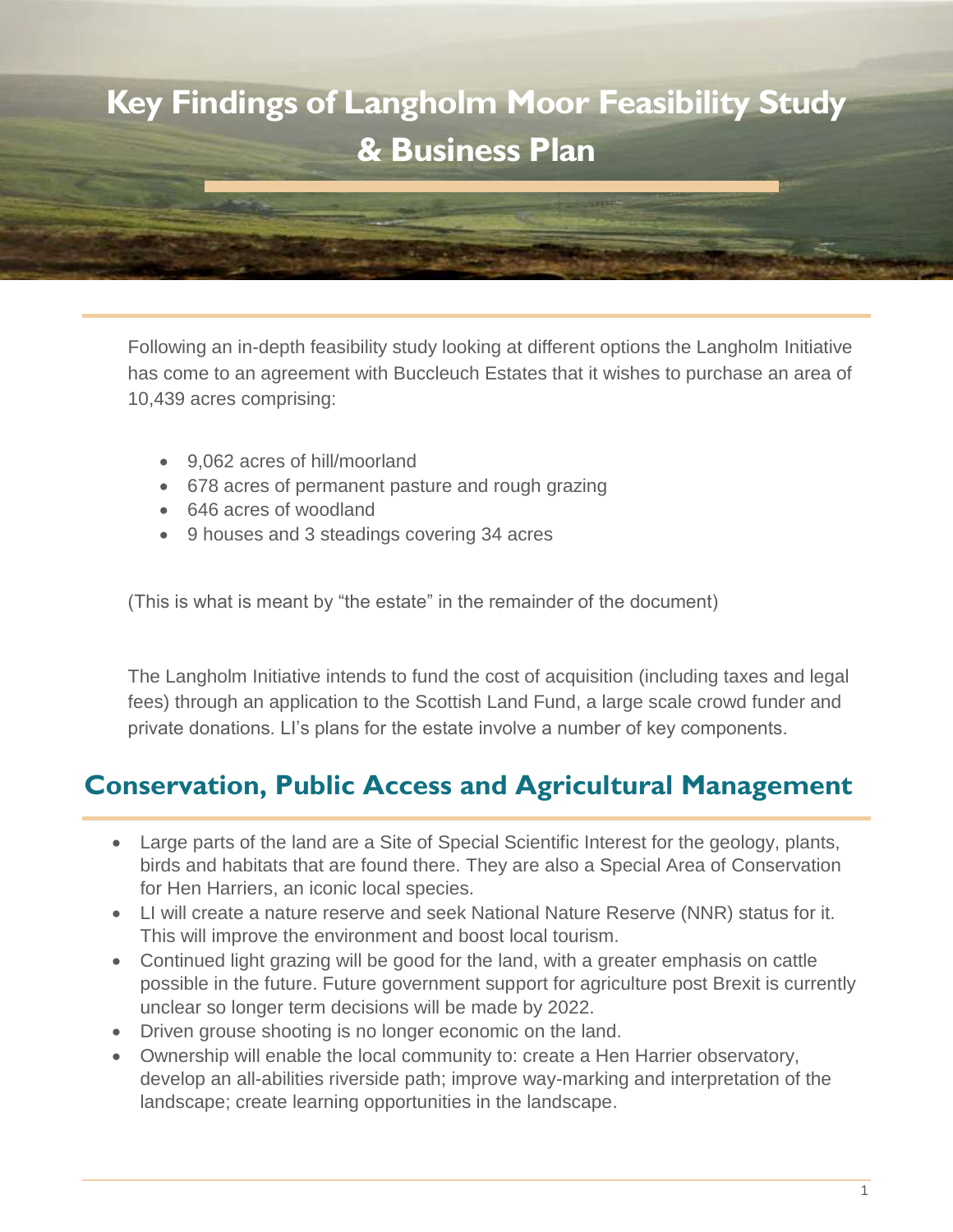# Key Findings of Langholm Moor Feasibility Study & Business Plan

Following an in-depth feasibility study looking at different options the Langholm Initiative has come to an agreement with Buccleuch Estates that it wishes to purchase an area of 10,439 acres comprising:

- 9,062 acres of hill/moorland
- 678 acres of permanent pasture and rough grazing
- 646 acres of woodland
- 9 houses and 3 steadings covering 34 acres

(This is what is meant by "the estate" in the remainder of the document)

The Langholm Initiative intends to fund the cost of acquisition (including taxes and legal fees) through an application to the Scottish Land Fund, a large scale crowd funder and private donations. LI's plans for the estate involve a number of key components.

## Conservation, Public Access and Agricultural Management

- Large parts of the land are a Site of Special Scientific Interest for the geology, plants, birds and habitats that are found there. They are also a Special Area of Conservation for Hen Harriers, an iconic local species.
- LI will create a nature reserve and seek National Nature Reserve (NNR) status for it. This will improve the environment and boost local tourism.
- Continued light grazing will be good for the land, with a greater emphasis on cattle possible in the future. Future government support for agriculture post Brexit is currently unclear so longer term decisions will be made by 2022.
- Driven grouse shooting is no longer economic on the land.
- Ownership will enable the local community to: create a Hen Harrier observatory, develop an all-abilities riverside path; improve way-marking and interpretation of the landscape; create learning opportunities in the landscape.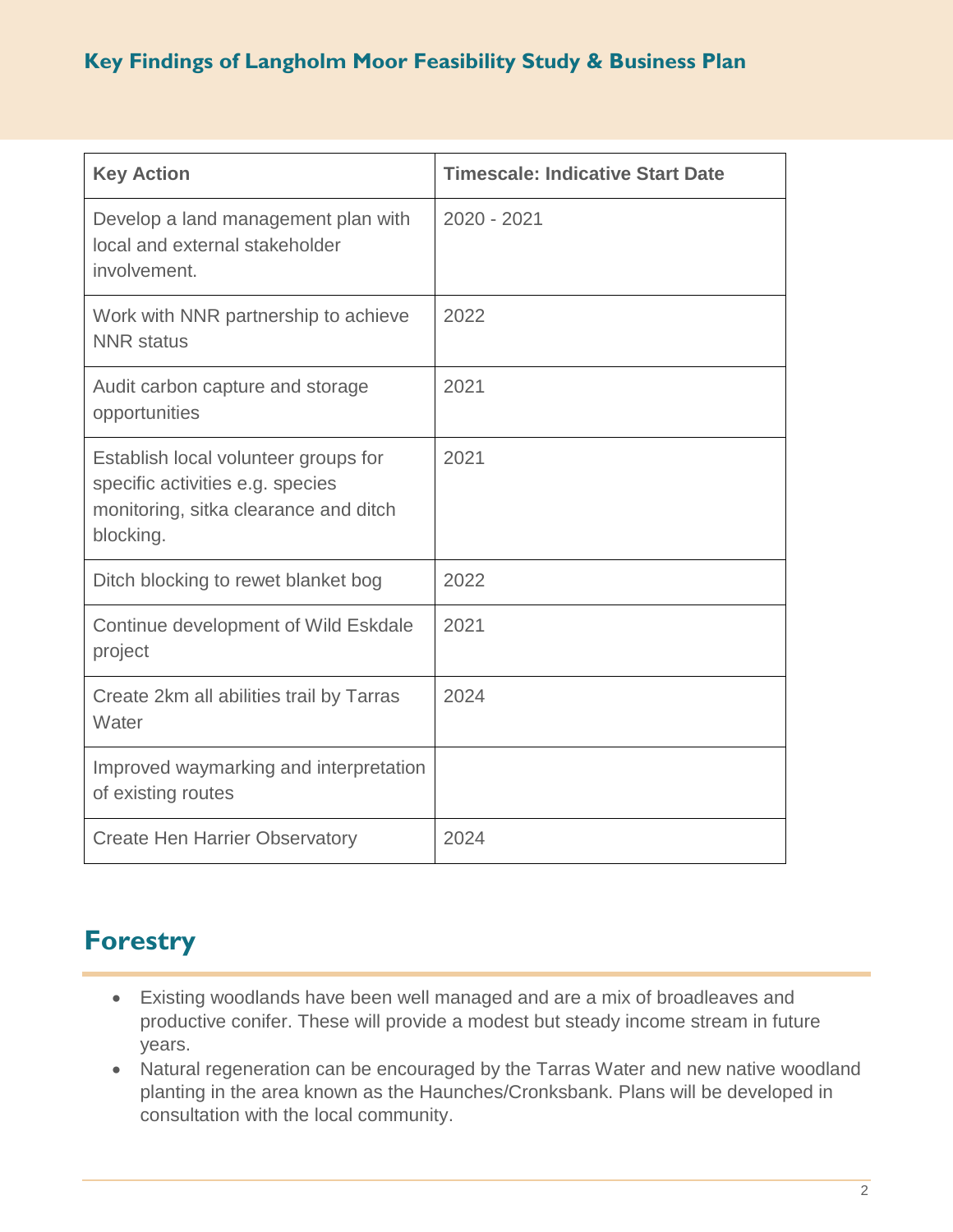| Key Action | Timescale: Indicative Start Date |
|---|---|
| Develop a land management plan with local and external stakeholder involvement. | 2020 - 2021 |
| Work with NNR partnership to achieve NNR status | 2022 |
| Audit carbon capture and storage opportunities | 2021 |
| Establish local volunteer groups for specific activities e.g. species monitoring, sitka clearance and ditch blocking. | 2021 |
| Ditch blocking to rewet blanket bog | 2022 |
| Continue development of Wild Eskdale project | 2021 |
| Create 2km all abilities trail by Tarras Water | 2024 |
| Improved waymarking and interpretation of existing routes | |
| Create Hen Harrier Observatory | 2024 |

## Forestry

- Existing woodlands have been well managed and are a mix of broadleaves and productive conifer. These will provide a modest but steady income stream in future years.
- Natural regeneration can be encouraged by the Tarras Water and new native woodland planting in the area known as the Haunches/Cronksbank. Plans will be developed in consultation with the local community.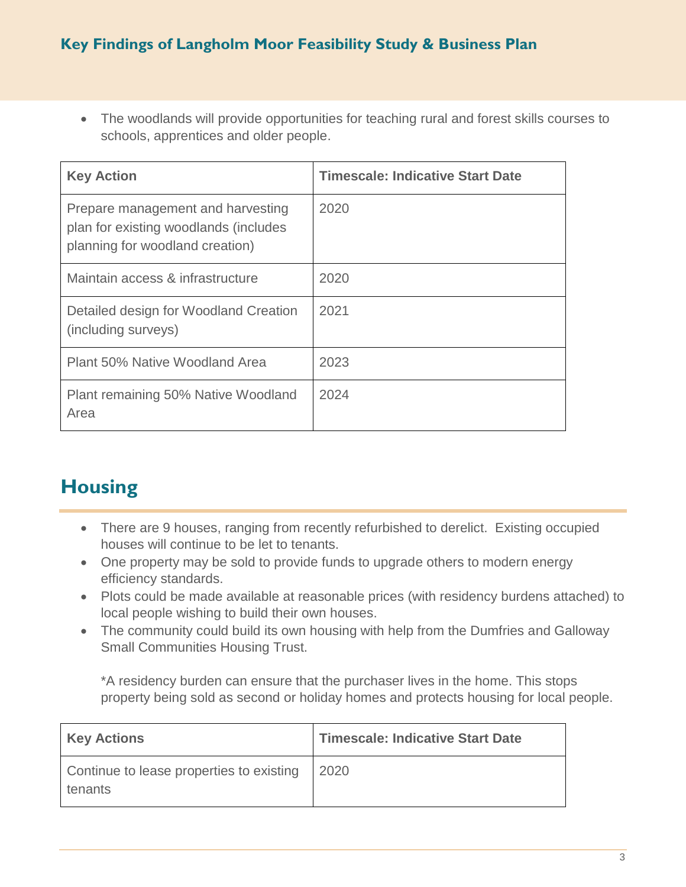- The woodlands will provide opportunities for teaching rural and forest skills courses to schools, apprentices and older people.

| Key Action | Timescale: Indicative Start Date |
| --- | --- |
| Prepare management and harvesting plan for existing woodlands (includes planning for woodland creation) | 2020 |
| Maintain access & infrastructure | 2020 |
| Detailed design for Woodland Creation (including surveys) | 2021 |
| Plant 50% Native Woodland Area | 2023 |
| Plant remaining 50% Native Woodland Area | 2024 |

## Housing

- There are 9 houses, ranging from recently refurbished to derelict. Existing occupied houses will continue to be let to tenants.
- One property may be sold to provide funds to upgrade others to modern energy efficiency standards.
- Plots could be made available at reasonable prices (with residency burdens attached) to local people wishing to build their own houses.
- The community could build its own housing with help from the Dumfries and Galloway Small Communities Housing Trust.

  *A residency burden can ensure that the purchaser lives in the home. This stops property being sold as second or holiday homes and protects housing for local people.

| Key Actions | Timescale: Indicative Start Date |
| --- | --- |
| Continue to lease properties to existing tenants | 2020 |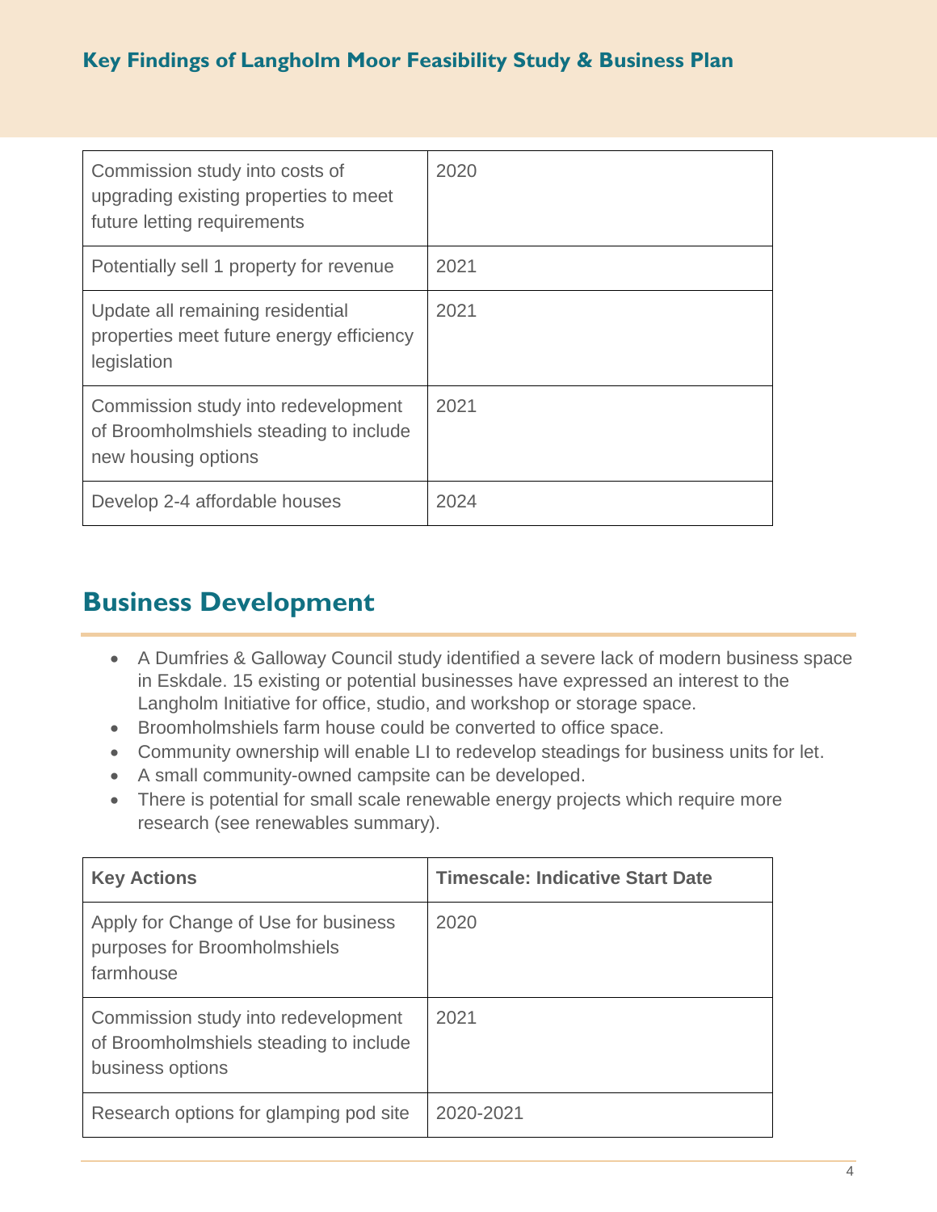| | |
|---|---|
| Commission study into costs of upgrading existing properties to meet future letting requirements | 2020 |
| Potentially sell 1 property for revenue | 2021 |
| Update all remaining residential properties meet future energy efficiency legislation | 2021 |
| Commission study into redevelopment of Broomholmshiels steading to include new housing options | 2021 |
| Develop 2-4 affordable houses | 2024 |

## Business Development

- A Dumfries & Galloway Council study identified a severe lack of modern business space in Eskdale. 15 existing or potential businesses have expressed an interest to the Langholm Initiative for office, studio, and workshop or storage space.
- Broomholmshiels farm house could be converted to office space.
- Community ownership will enable LI to redevelop steadings for business units for let.
- A small community-owned campsite can be developed.
- There is potential for small scale renewable energy projects which require more research (see renewables summary).

| Key Actions | Timescale: Indicative Start Date |
|---|---|
| Apply for Change of Use for business purposes for Broomholmshiels farmhouse | 2020 |
| Commission study into redevelopment of Broomholmshiels steading to include business options | 2021 |
| Research options for glamping pod site | 2020-2021 |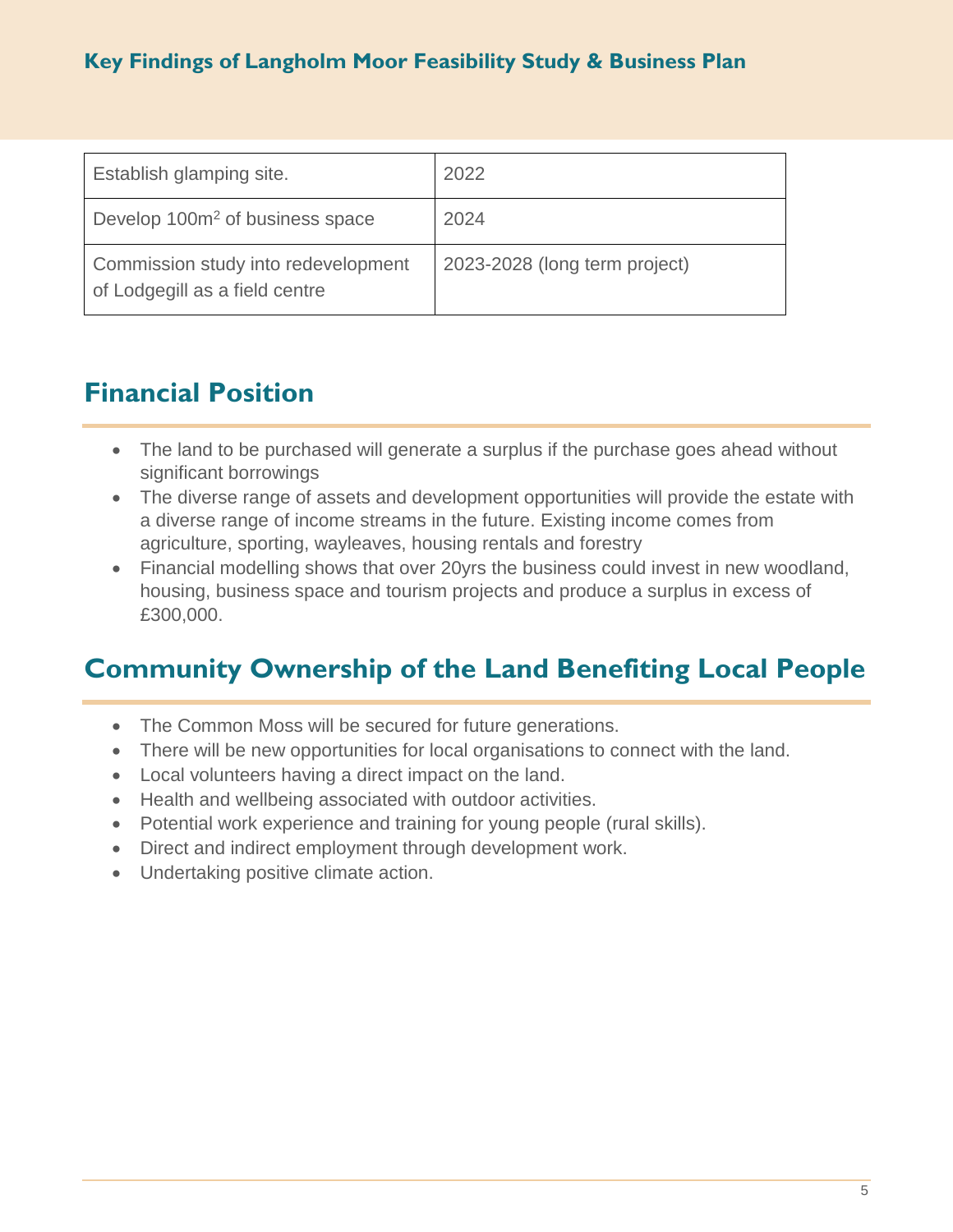| | |
|---|---|
| Establish glamping site. | 2022 |
| Develop $100m^2$ of business space | 2024 |
| Commission study into redevelopment of Lodgegill as a field centre | 2023-2028 (long term project) |

## Financial Position

- The land to be purchased will generate a surplus if the purchase goes ahead without significant borrowings
- The diverse range of assets and development opportunities will provide the estate with a diverse range of income streams in the future. Existing income comes from agriculture, sporting, wayleaves, housing rentals and forestry
- Financial modelling shows that over 20yrs the business could invest in new woodland, housing, business space and tourism projects and produce a surplus in excess of £300,000.

## Community Ownership of the Land Benefiting Local People

- The Common Moss will be secured for future generations.
- There will be new opportunities for local organisations to connect with the land.
- Local volunteers having a direct impact on the land.
- Health and wellbeing associated with outdoor activities.
- Potential work experience and training for young people (rural skills).
- Direct and indirect employment through development work.
- Undertaking positive climate action.